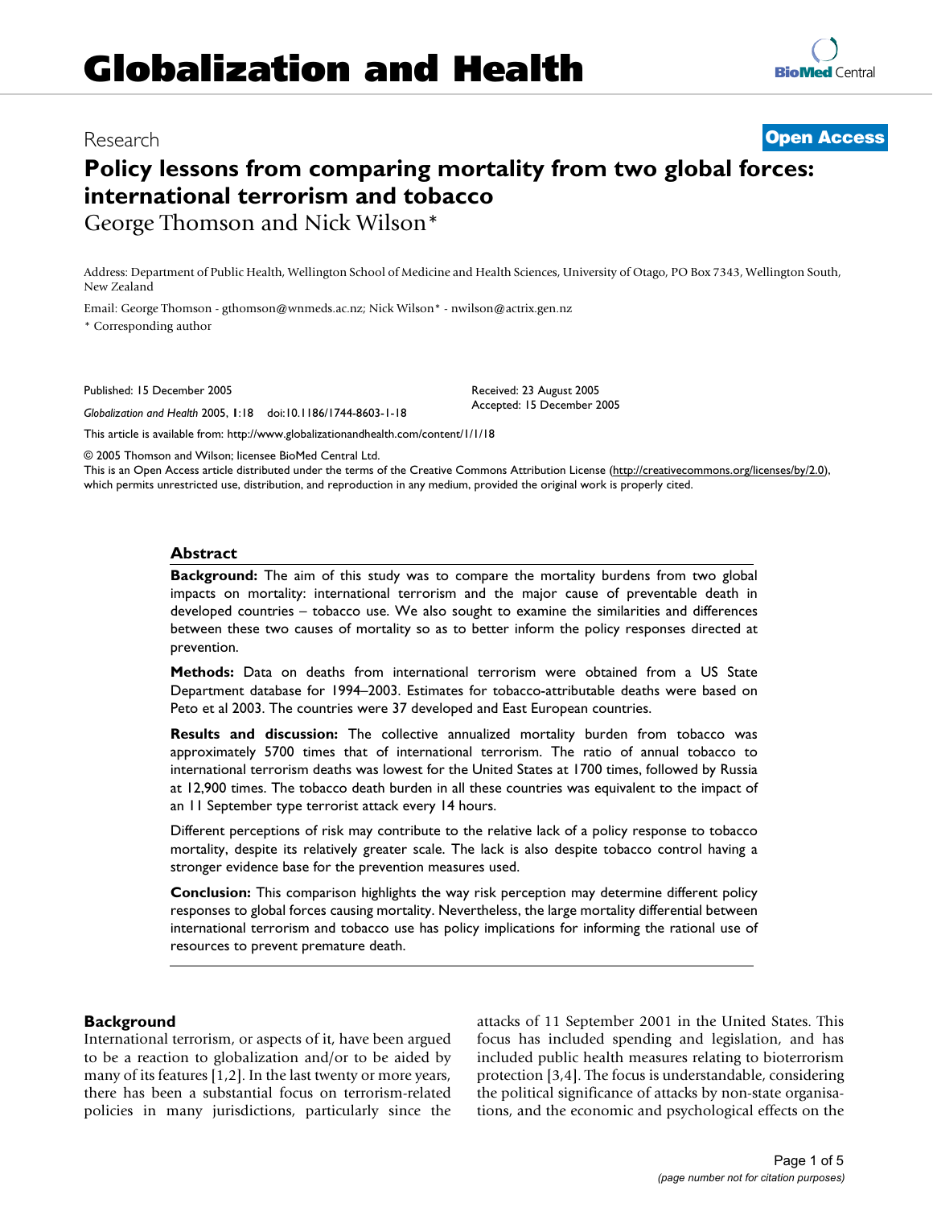# Globalization and Health

Research

**Open Access**

# Policy lessons from comparing mortality from two global forces: international terrorism and tobacco

George Thomson and Nick Wilson*

Address: Department of Public Health, Wellington School of Medicine and Health Sciences, University of Otago, PO Box 7343, Wellington South, New Zealand

Email: George Thomson - gthomson@wnmeds.ac.nz; Nick Wilson* - nwilson@actrix.gen.nz

* Corresponding author

Published: 15 December 2005

*Globalization and Health* 2005, **1**:18 doi:10.1186/1744-8603-1-18

Received: 23 August 2005
Accepted: 15 December 2005

This article is available from: http://www.globalizationandhealth.com/content/1/1/18

© 2005 Thomson and Wilson; licensee BioMed Central Ltd.
This is an Open Access article distributed under the terms of the Creative Commons Attribution License (http://creativecommons.org/licenses/by/2.0), which permits unrestricted use, distribution, and reproduction in any medium, provided the original work is properly cited.

## Abstract

**Background:** The aim of this study was to compare the mortality burdens from two global impacts on mortality: international terrorism and the major cause of preventable death in developed countries – tobacco use. We also sought to examine the similarities and differences between these two causes of mortality so as to better inform the policy responses directed at prevention.

**Methods:** Data on deaths from international terrorism were obtained from a US State Department database for 1994–2003. Estimates for tobacco-attributable deaths were based on Peto et al 2003. The countries were 37 developed and East European countries.

**Results and discussion:** The collective annualized mortality burden from tobacco was approximately 5700 times that of international terrorism. The ratio of annual tobacco to international terrorism deaths was lowest for the United States at 1700 times, followed by Russia at 12,900 times. The tobacco death burden in all these countries was equivalent to the impact of an 11 September type terrorist attack every 14 hours.

Different perceptions of risk may contribute to the relative lack of a policy response to tobacco mortality, despite its relatively greater scale. The lack is also despite tobacco control having a stronger evidence base for the prevention measures used.

**Conclusion:** This comparison highlights the way risk perception may determine different policy responses to global forces causing mortality. Nevertheless, the large mortality differential between international terrorism and tobacco use has policy implications for informing the rational use of resources to prevent premature death.

## Background

International terrorism, or aspects of it, have been argued to be a reaction to globalization and/or to be aided by many of its features [1,2]. In the last twenty or more years, there has been a substantial focus on terrorism-related policies in many jurisdictions, particularly since the attacks of 11 September 2001 in the United States. This focus has included spending and legislation, and has included public health measures relating to bioterrorism protection [3,4]. The focus is understandable, considering the political significance of attacks by non-state organisations, and the economic and psychological effects on the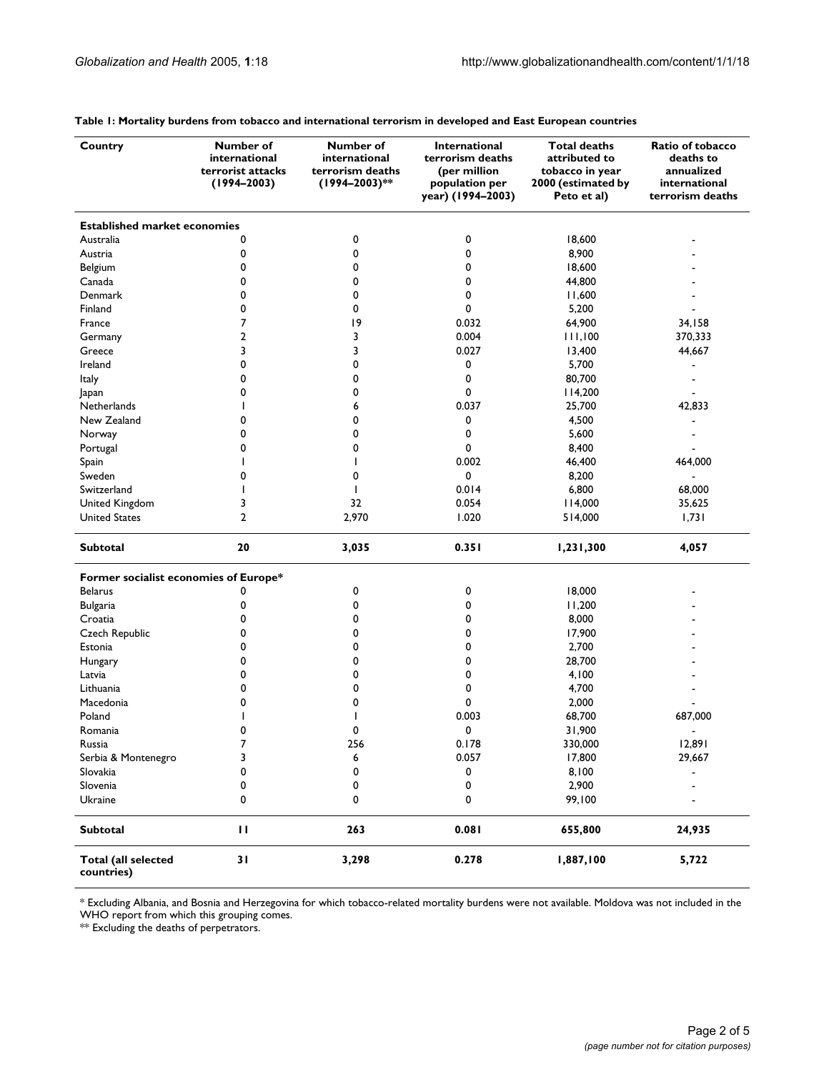**Table 1: Mortality burdens from tobacco and international terrorism in developed and East European countries**

| Country | Number of international terrorist attacks (1994–2003) | Number of international terrorism deaths (1994–2003)** | International terrorism deaths (per million population per year) (1994–2003) | Total deaths attributed to tobacco in year 2000 (estimated by Peto et al) | Ratio of tobacco deaths to annualized international terrorism deaths |
|---|---|---|---|---|---|
| **Established market economies** | | | | | |
| Australia | 0 | 0 | 0 | 18,600 | - |
| Austria | 0 | 0 | 0 | 8,900 | - |
| Belgium | 0 | 0 | 0 | 18,600 | - |
| Canada | 0 | 0 | 0 | 44,800 | - |
| Denmark | 0 | 0 | 0 | 11,600 | - |
| Finland | 0 | 0 | 0 | 5,200 | - |
| France | 7 | 19 | 0.032 | 64,900 | 34,158 |
| Germany | 2 | 3 | 0.004 | 111,100 | 370,333 |
| Greece | 3 | 3 | 0.027 | 13,400 | 44,667 |
| Ireland | 0 | 0 | 0 | 5,700 | - |
| Italy | 0 | 0 | 0 | 80,700 | - |
| Japan | 0 | 0 | 0 | 114,200 | - |
| Netherlands | 1 | 6 | 0.037 | 25,700 | 42,833 |
| New Zealand | 0 | 0 | 0 | 4,500 | - |
| Norway | 0 | 0 | 0 | 5,600 | - |
| Portugal | 0 | 0 | 0 | 8,400 | - |
| Spain | 1 | 1 | 0.002 | 46,400 | 464,000 |
| Sweden | 0 | 0 | 0 | 8,200 | - |
| Switzerland | 1 | 1 | 0.014 | 6,800 | 68,000 |
| United Kingdom | 3 | 32 | 0.054 | 114,000 | 35,625 |
| United States | 2 | 2,970 | 1.020 | 514,000 | 1,731 |
| **Subtotal** | **20** | **3,035** | **0.351** | **1,231,300** | **4,057** |
| **Former socialist economies of Europe*** | | | | | |
| Belarus | 0 | 0 | 0 | 18,000 | - |
| Bulgaria | 0 | 0 | 0 | 11,200 | - |
| Croatia | 0 | 0 | 0 | 8,000 | - |
| Czech Republic | 0 | 0 | 0 | 17,900 | - |
| Estonia | 0 | 0 | 0 | 2,700 | - |
| Hungary | 0 | 0 | 0 | 28,700 | - |
| Latvia | 0 | 0 | 0 | 4,100 | - |
| Lithuania | 0 | 0 | 0 | 4,700 | - |
| Macedonia | 0 | 0 | 0 | 2,000 | - |
| Poland | 1 | 1 | 0.003 | 68,700 | 687,000 |
| Romania | 0 | 0 | 0 | 31,900 | - |
| Russia | 7 | 256 | 0.178 | 330,000 | 12,891 |
| Serbia & Montenegro | 3 | 6 | 0.057 | 17,800 | 29,667 |
| Slovakia | 0 | 0 | 0 | 8,100 | - |
| Slovenia | 0 | 0 | 0 | 2,900 | - |
| Ukraine | 0 | 0 | 0 | 99,100 | - |
| **Subtotal** | **11** | **263** | **0.081** | **655,800** | **24,935** |
| **Total (all selected countries)** | **31** | **3,298** | **0.278** | **1,887,100** | **5,722** |

\* Excluding Albania, and Bosnia and Herzegovina for which tobacco-related mortality burdens were not available. Moldova was not included in the WHO report from which this grouping comes.

** Excluding the deaths of perpetrators.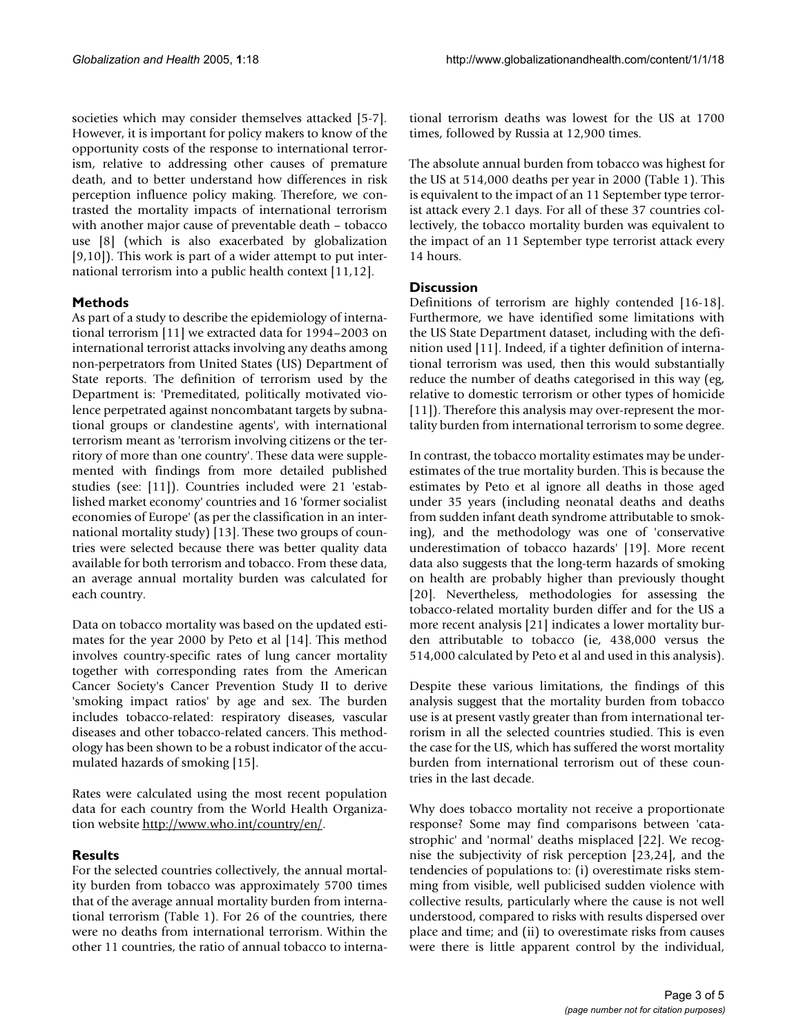societies which may consider themselves attacked [5-7]. However, it is important for policy makers to know of the opportunity costs of the response to international terrorism, relative to addressing other causes of premature death, and to better understand how differences in risk perception influence policy making. Therefore, we contrasted the mortality impacts of international terrorism with another major cause of preventable death – tobacco use [8] (which is also exacerbated by globalization [9,10]). This work is part of a wider attempt to put international terrorism into a public health context [11,12].

## Methods

As part of a study to describe the epidemiology of international terrorism [11] we extracted data for 1994–2003 on international terrorist attacks involving any deaths among non-perpetrators from United States (US) Department of State reports. The definition of terrorism used by the Department is: 'Premeditated, politically motivated violence perpetrated against noncombatant targets by subnational groups or clandestine agents', with international terrorism meant as 'terrorism involving citizens or the territory of more than one country'. These data were supplemented with findings from more detailed published studies (see: [11]). Countries included were 21 'established market economy' countries and 16 'former socialist economies of Europe' (as per the classification in an international mortality study) [13]. These two groups of countries were selected because there was better quality data available for both terrorism and tobacco. From these data, an average annual mortality burden was calculated for each country.

Data on tobacco mortality was based on the updated estimates for the year 2000 by Peto et al [14]. This method involves country-specific rates of lung cancer mortality together with corresponding rates from the American Cancer Society's Cancer Prevention Study II to derive 'smoking impact ratios' by age and sex. The burden includes tobacco-related: respiratory diseases, vascular diseases and other tobacco-related cancers. This methodology has been shown to be a robust indicator of the accumulated hazards of smoking [15].

Rates were calculated using the most recent population data for each country from the World Health Organization website http://www.who.int/country/en/.

## Results

For the selected countries collectively, the annual mortality burden from tobacco was approximately 5700 times that of the average annual mortality burden from international terrorism (Table 1). For 26 of the countries, there were no deaths from international terrorism. Within the other 11 countries, the ratio of annual tobacco to international terrorism deaths was lowest for the US at 1700 times, followed by Russia at 12,900 times.

The absolute annual burden from tobacco was highest for the US at 514,000 deaths per year in 2000 (Table 1). This is equivalent to the impact of an 11 September type terrorist attack every 2.1 days. For all of these 37 countries collectively, the tobacco mortality burden was equivalent to the impact of an 11 September type terrorist attack every 14 hours.

## Discussion

Definitions of terrorism are highly contended [16-18]. Furthermore, we have identified some limitations with the US State Department dataset, including with the definition used [11]. Indeed, if a tighter definition of international terrorism was used, then this would substantially reduce the number of deaths categorised in this way (eg, relative to domestic terrorism or other types of homicide [11]). Therefore this analysis may over-represent the mortality burden from international terrorism to some degree.

In contrast, the tobacco mortality estimates may be underestimates of the true mortality burden. This is because the estimates by Peto et al ignore all deaths in those aged under 35 years (including neonatal deaths and deaths from sudden infant death syndrome attributable to smoking), and the methodology was one of 'conservative underestimation of tobacco hazards' [19]. More recent data also suggests that the long-term hazards of smoking on health are probably higher than previously thought [20]. Nevertheless, methodologies for assessing the tobacco-related mortality burden differ and for the US a more recent analysis [21] indicates a lower mortality burden attributable to tobacco (ie, 438,000 versus the 514,000 calculated by Peto et al and used in this analysis).

Despite these various limitations, the findings of this analysis suggest that the mortality burden from tobacco use is at present vastly greater than from international terrorism in all the selected countries studied. This is even the case for the US, which has suffered the worst mortality burden from international terrorism out of these countries in the last decade.

Why does tobacco mortality not receive a proportionate response? Some may find comparisons between 'catastrophic' and 'normal' deaths misplaced [22]. We recognise the subjectivity of risk perception [23,24], and the tendencies of populations to: (i) overestimate risks stemming from visible, well publicised sudden violence with collective results, particularly where the cause is not well understood, compared to risks with results dispersed over place and time; and (ii) to overestimate risks from causes were there is little apparent control by the individual,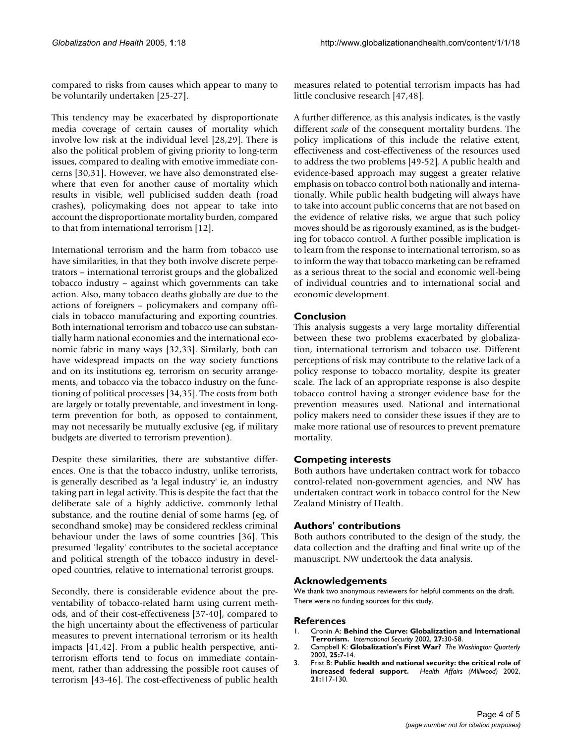compared to risks from causes which appear to many to be voluntarily undertaken [25-27].

This tendency may be exacerbated by disproportionate media coverage of certain causes of mortality which involve low risk at the individual level [28,29]. There is also the political problem of giving priority to long-term issues, compared to dealing with emotive immediate concerns [30,31]. However, we have also demonstrated elsewhere that even for another cause of mortality which results in visible, well publicised sudden death (road crashes), policymaking does not appear to take into account the disproportionate mortality burden, compared to that from international terrorism [12].

International terrorism and the harm from tobacco use have similarities, in that they both involve discrete perpetrators – international terrorist groups and the globalized tobacco industry – against which governments can take action. Also, many tobacco deaths globally are due to the actions of foreigners – policymakers and company officials in tobacco manufacturing and exporting countries. Both international terrorism and tobacco use can substantially harm national economies and the international economic fabric in many ways [32,33]. Similarly, both can have widespread impacts on the way society functions and on its institutions eg, terrorism on security arrangements, and tobacco via the tobacco industry on the functioning of political processes [34,35]. The costs from both are largely or totally preventable, and investment in long-term prevention for both, as opposed to containment, may not necessarily be mutually exclusive (eg, if military budgets are diverted to terrorism prevention).

Despite these similarities, there are substantive differences. One is that the tobacco industry, unlike terrorists, is generally described as 'a legal industry' ie, an industry taking part in legal activity. This is despite the fact that the deliberate sale of a highly addictive, commonly lethal substance, and the routine denial of some harms (eg, of secondhand smoke) may be considered reckless criminal behaviour under the laws of some countries [36]. This presumed 'legality' contributes to the societal acceptance and political strength of the tobacco industry in developed countries, relative to international terrorist groups.

Secondly, there is considerable evidence about the preventability of tobacco-related harm using current methods, and of their cost-effectiveness [37-40], compared to the high uncertainty about the effectiveness of particular measures to prevent international terrorism or its health impacts [41,42]. From a public health perspective, anti-terrorism efforts tend to focus on immediate containment, rather than addressing the possible root causes of terrorism [43-46]. The cost-effectiveness of public health measures related to potential terrorism impacts has had little conclusive research [47,48].

A further difference, as this analysis indicates, is the vastly different *scale* of the consequent mortality burdens. The policy implications of this include the relative extent, effectiveness and cost-effectiveness of the resources used to address the two problems [49-52]. A public health and evidence-based approach may suggest a greater relative emphasis on tobacco control both nationally and internationally. While public health budgeting will always have to take into account public concerns that are not based on the evidence of relative risks, we argue that such policy moves should be as rigorously examined, as is the budgeting for tobacco control. A further possible implication is to learn from the response to international terrorism, so as to inform the way that tobacco marketing can be reframed as a serious threat to the social and economic well-being of individual countries and to international social and economic development.

## Conclusion

This analysis suggests a very large mortality differential between these two problems exacerbated by globalization, international terrorism and tobacco use. Different perceptions of risk may contribute to the relative lack of a policy response to tobacco mortality, despite its greater scale. The lack of an appropriate response is also despite tobacco control having a stronger evidence base for the prevention measures used. National and international policy makers need to consider these issues if they are to make more rational use of resources to prevent premature mortality.

## Competing interests

Both authors have undertaken contract work for tobacco control-related non-government agencies, and NW has undertaken contract work in tobacco control for the New Zealand Ministry of Health.

## Authors' contributions

Both authors contributed to the design of the study, the data collection and the drafting and final write up of the manuscript. NW undertook the data analysis.

## Acknowledgements

We thank two anonymous reviewers for helpful comments on the draft. There were no funding sources for this study.

## References

1. Cronin A: **Behind the Curve: Globalization and International Terrorism.** *International Security* 2002, **27:**30-58.
2. Campbell K: **Globalization's First War?** *The Washington Quarterly* 2002, **25:**7-14.
3. Frist B: **Public health and national security: the critical role of increased federal support.** *Health Affairs (Millwood)* 2002, **21:**117-130.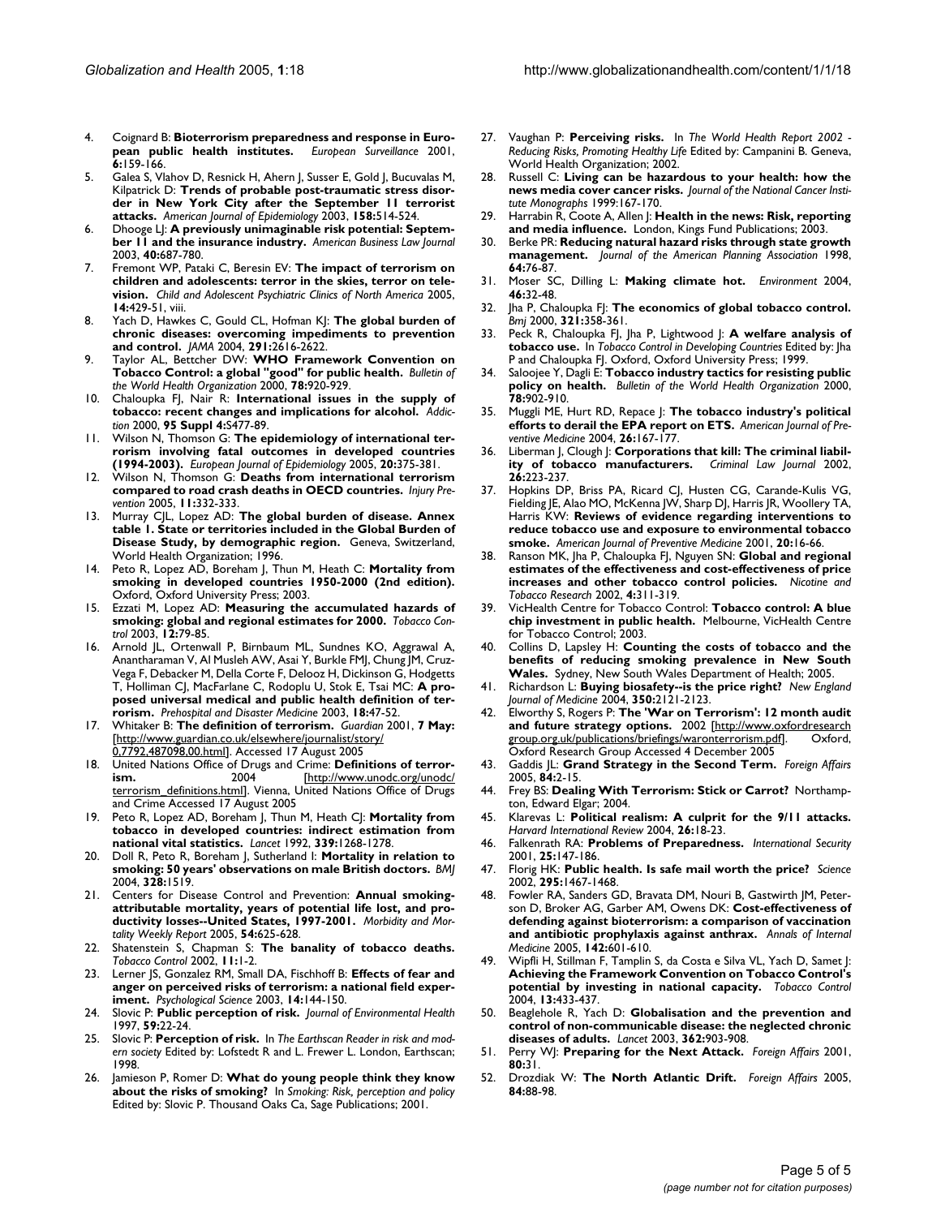4. Coignard B: **Bioterrorism preparedness and response in European public health institutes.** *European Surveillance* 2001, **6:**159-166.
5. Galea S, Vlahov D, Resnick H, Ahern J, Susser E, Gold J, Bucuvalas M, Kilpatrick D: **Trends of probable post-traumatic stress disorder in New York City after the September 11 terrorist attacks.** *American Journal of Epidemiology* 2003, **158:**514-524.
6. Dhooge LJ: **A previously unimaginable risk potential: September 11 and the insurance industry.** *American Business Law Journal* 2003, **40:**687-780.
7. Fremont WP, Pataki C, Beresin EV: **The impact of terrorism on children and adolescents: terror in the skies, terror on television.** *Child and Adolescent Psychiatric Clinics of North America* 2005, **14:**429-51, viii.
8. Yach D, Hawkes C, Gould CL, Hofman KJ: **The global burden of chronic diseases: overcoming impediments to prevention and control.** *JAMA* 2004, **291:**2616-2622.
9. Taylor AL, Bettcher DW: **WHO Framework Convention on Tobacco Control: a global "good" for public health.** *Bulletin of the World Health Organization* 2000, **78:**920-929.
10. Chaloupka FJ, Nair R: **International issues in the supply of tobacco: recent changes and implications for alcohol.** *Addiction* 2000, **95 Suppl 4:**S477-89.
11. Wilson N, Thomson G: **The epidemiology of international terrorism involving fatal outcomes in developed countries (1994-2003).** *European Journal of Epidemiology* 2005, **20:**375-381.
12. Wilson N, Thomson G: **Deaths from international terrorism compared to road crash deaths in OECD countries.** *Injury Prevention* 2005, **11:**332-333.
13. Murray CJL, Lopez AD: **The global burden of disease. Annex table 1. State or territories included in the Global Burden of Disease Study, by demographic region.** Geneva, Switzerland, World Health Organization; 1996.
14. Peto R, Lopez AD, Boreham J, Thun M, Heath C: **Mortality from smoking in developed countries 1950-2000 (2nd edition).** Oxford, Oxford University Press; 2003.
15. Ezzati M, Lopez AD: **Measuring the accumulated hazards of smoking: global and regional estimates for 2000.** *Tobacco Control* 2003, **12:**79-85.
16. Arnold JL, Ortenwall P, Birnbaum ML, Sundnes KO, Aggrawal A, Anantharaman V, Al Musleh AW, Asai Y, Burkle FMJ, Chung JM, Cruz-Vega F, Debacker M, Della Corte F, Delooz H, Dickinson G, Hodgetts T, Holliman CJ, MacFarlane C, Rodoplu U, Stok E, Tsai MC: **A proposed universal medical and public health definition of terrorism.** *Prehospital and Disaster Medicine* 2003, **18:**47-52.
17. Whitaker B: **The definition of terrorism.** *Guardian* 2001, **7 May:** [http://www.guardian.co.uk/elsewhere/journalist/story/0,7792,487098,00.html]. Accessed 17 August 2005
18. United Nations Office of Drugs and Crime: **Definitions of terrorism.** 2004 [http://www.unodc.org/unodc/terrorism_definitions.html]. Vienna, United Nations Office of Drugs and Crime Accessed 17 August 2005
19. Peto R, Lopez AD, Boreham J, Thun M, Heath CJ: **Mortality from tobacco in developed countries: indirect estimation from national vital statistics.** *Lancet* 1992, **339:**1268-1278.
20. Doll R, Peto R, Boreham J, Sutherland I: **Mortality in relation to smoking: 50 years' observations on male British doctors.** *BMJ* 2004, **328:**1519.
21. Centers for Disease Control and Prevention: **Annual smoking-attributable mortality, years of potential life lost, and productivity losses--United States, 1997-2001.** *Morbidity and Mortality Weekly Report* 2005, **54:**625-628.
22. Shatenstein S, Chapman S: **The banality of tobacco deaths.** *Tobacco Control* 2002, **11:**1-2.
23. Lerner JS, Gonzalez RM, Small DA, Fischhoff B: **Effects of fear and anger on perceived risks of terrorism: a national field experiment.** *Psychological Science* 2003, **14:**144-150.
24. Slovic P: **Public perception of risk.** *Journal of Environmental Health* 1997, **59:**22-24.
25. Slovic P: **Perception of risk.** In *The Earthscan Reader in risk and modern society* Edited by: Lofstedt R and L. Frewer L. London, Earthscan; 1998.
26. Jamieson P, Romer D: **What do young people think they know about the risks of smoking?** In *Smoking: Risk, perception and policy* Edited by: Slovic P. Thousand Oaks Ca, Sage Publications; 2001.
27. Vaughan P: **Perceiving risks.** In *The World Health Report 2002 - Reducing Risks, Promoting Healthy Life* Edited by: Campanini B. Geneva, World Health Organization; 2002.
28. Russell C: **Living can be hazardous to your health: how the news media cover cancer risks.** *Journal of the National Cancer Institute Monographs* 1999:167-170.
29. Harrabin R, Coote A, Allen J: **Health in the news: Risk, reporting and media influence.** London, Kings Fund Publications; 2003.
30. Berke PR: **Reducing natural hazard risks through state growth management.** *Journal of the American Planning Association* 1998, **64:**76-87.
31. Moser SC, Dilling L: **Making climate hot.** *Environment* 2004, **46:**32-48.
32. Jha P, Chaloupka FJ: **The economics of global tobacco control.** *Bmj* 2000, **321:**358-361.
33. Peck R, Chaloupka FJ, Jha P, Lightwood J: **A welfare analysis of tobacco use.** In *Tobacco Control in Developing Countries* Edited by: Jha P and Chaloupka FJ. Oxford, Oxford University Press; 1999.
34. Saloojee Y, Dagli E: **Tobacco industry tactics for resisting public policy on health.** *Bulletin of the World Health Organization* 2000, **78:**902-910.
35. Muggli ME, Hurt RD, Repace J: **The tobacco industry's political efforts to derail the EPA report on ETS.** *American Journal of Preventive Medicine* 2004, **26:**167-177.
36. Liberman J, Clough J: **Corporations that kill: The criminal liability of tobacco manufacturers.** *Criminal Law Journal* 2002, **26:**223-237.
37. Hopkins DP, Briss PA, Ricard CJ, Husten CG, Carande-Kulis VG, Fielding JE, Alao MO, McKenna JW, Sharp DJ, Harris JR, Woollery TA, Harris KW: **Reviews of evidence regarding interventions to reduce tobacco use and exposure to environmental tobacco smoke.** *American Journal of Preventive Medicine* 2001, **20:**16-66.
38. Ranson MK, Jha P, Chaloupka FJ, Nguyen SN: **Global and regional estimates of the effectiveness and cost-effectiveness of price increases and other tobacco control policies.** *Nicotine and Tobacco Research* 2002, **4:**311-319.
39. VicHealth Centre for Tobacco Control: **Tobacco control: A blue chip investment in public health.** Melbourne, VicHealth Centre for Tobacco Control; 2003.
40. Collins D, Lapsley H: **Counting the costs of tobacco and the benefits of reducing smoking prevalence in New South Wales.** Sydney, New South Wales Department of Health; 2005.
41. Richardson L: **Buying biosafety--is the price right?** *New England Journal of Medicine* 2004, **350:**2121-2123.
42. Elworthy S, Rogers P: **The 'War on Terrorism': 12 month audit and future strategy options.** 2002 [http://www.oxfordresearchgroup.org.uk/publications/briefings/waronterrorism.pdf]. Oxford, Oxford Research Group Accessed 4 December 2005
43. Gaddis JL: **Grand Strategy in the Second Term.** *Foreign Affairs* 2005, **84:**2-15.
44. Frey BS: **Dealing With Terrorism: Stick or Carrot?** Northampton, Edward Elgar; 2004.
45. Klarevas L: **Political realism: A culprit for the 9/11 attacks.** *Harvard International Review* 2004, **26:**18-23.
46. Falkenrath RA: **Problems of Preparedness.** *International Security* 2001, **25:**147-186.
47. Florig HK: **Public health. Is safe mail worth the price?** *Science* 2002, **295:**1467-1468.
48. Fowler RA, Sanders GD, Bravata DM, Nouri B, Gastwirth JM, Peterson D, Broker AG, Garber AM, Owens DK: **Cost-effectiveness of defending against bioterrorism: a comparison of vaccination and antibiotic prophylaxis against anthrax.** *Annals of Internal Medicine* 2005, **142:**601-610.
49. Wipfli H, Stillman F, Tamplin S, da Costa e Silva VL, Yach D, Samet J: **Achieving the Framework Convention on Tobacco Control's potential by investing in national capacity.** *Tobacco Control* 2004, **13:**433-437.
50. Beaglehole R, Yach D: **Globalisation and the prevention and control of non-communicable disease: the neglected chronic diseases of adults.** *Lancet* 2003, **362:**903-908.
51. Perry WJ: **Preparing for the Next Attack.** *Foreign Affairs* 2001, **80:**31.
52. Drozdiak W: **The North Atlantic Drift.** *Foreign Affairs* 2005, **84:**88-98.